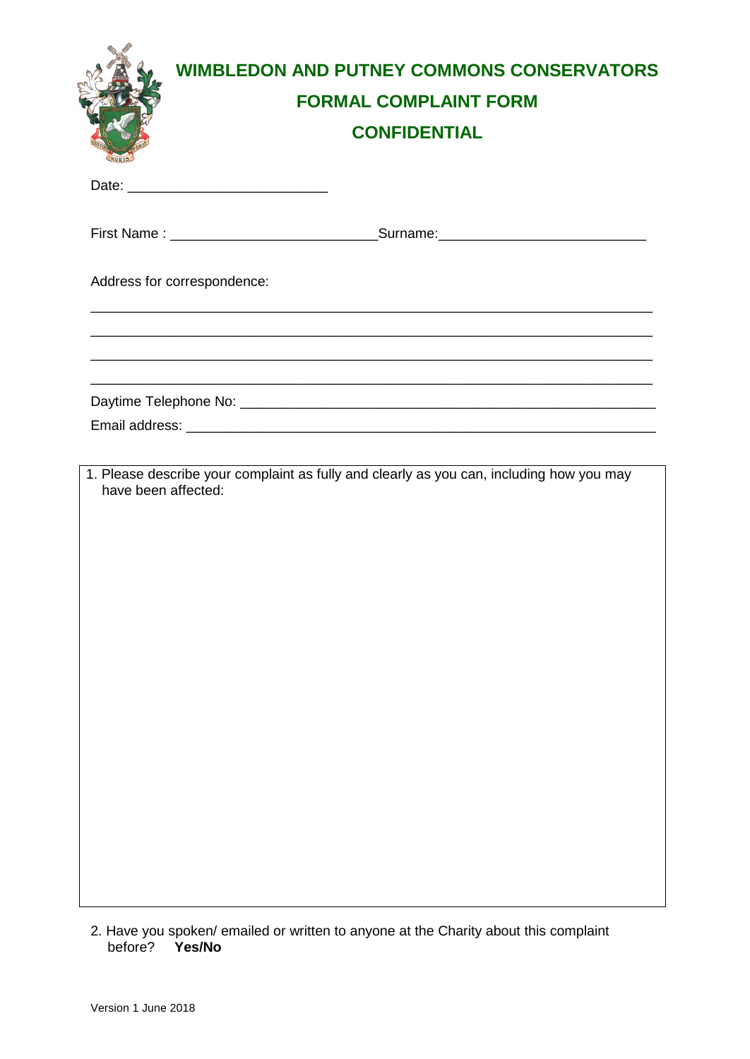# WIMBLEDON AND PUTNEY COMMONS CONSERVATORS

## FORMAL COMPLAINT FORM

## CONFIDENTIAL

Date: ___________________________

First Name : ___________________________ Surname: ___________________________

Address for correspondence:

___________________________________________________________________________

___________________________________________________________________________

___________________________________________________________________________

___________________________________________________________________________

Daytime Telephone No: ________________________________________________________

Email address: ______________________________________________________________

1. Please describe your complaint as fully and clearly as you can, including how you may have been affected:

2. Have you spoken/ emailed or written to anyone at the Charity about this complaint before? **Yes/No**

Version 1 June 2018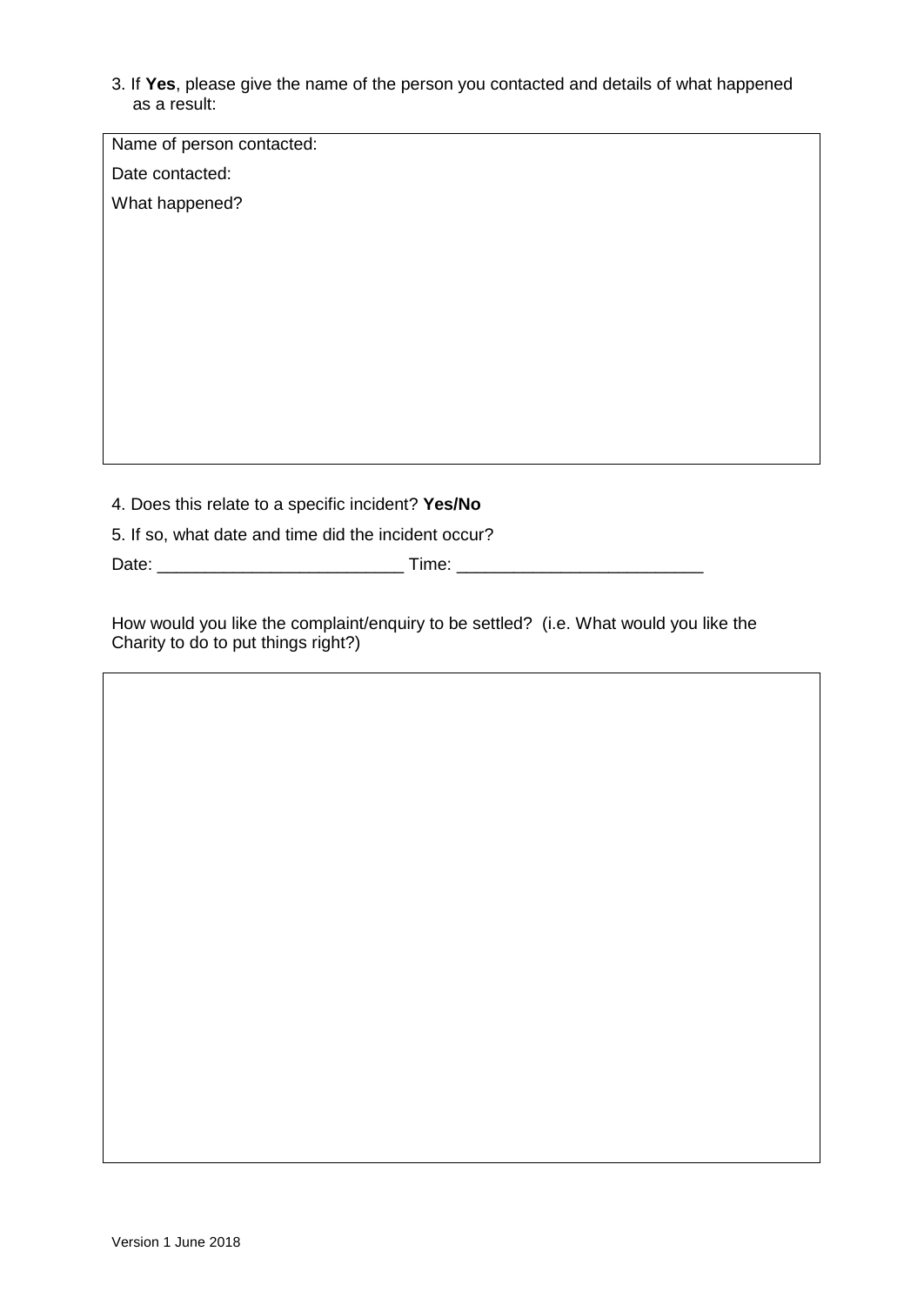3. If **Yes**, please give the name of the person you contacted and details of what happened as a result:

| Name of person contacted: |
| --- |
| Date contacted: |
| What happened? |

4. Does this relate to a specific incident? **Yes/No**

5. If so, what date and time did the incident occur?

Date: __________________________ Time: __________________________

How would you like the complaint/enquiry to be settled? (i.e. What would you like the Charity to do to put things right?)

| |
| --- |
| |

Version 1 June 2018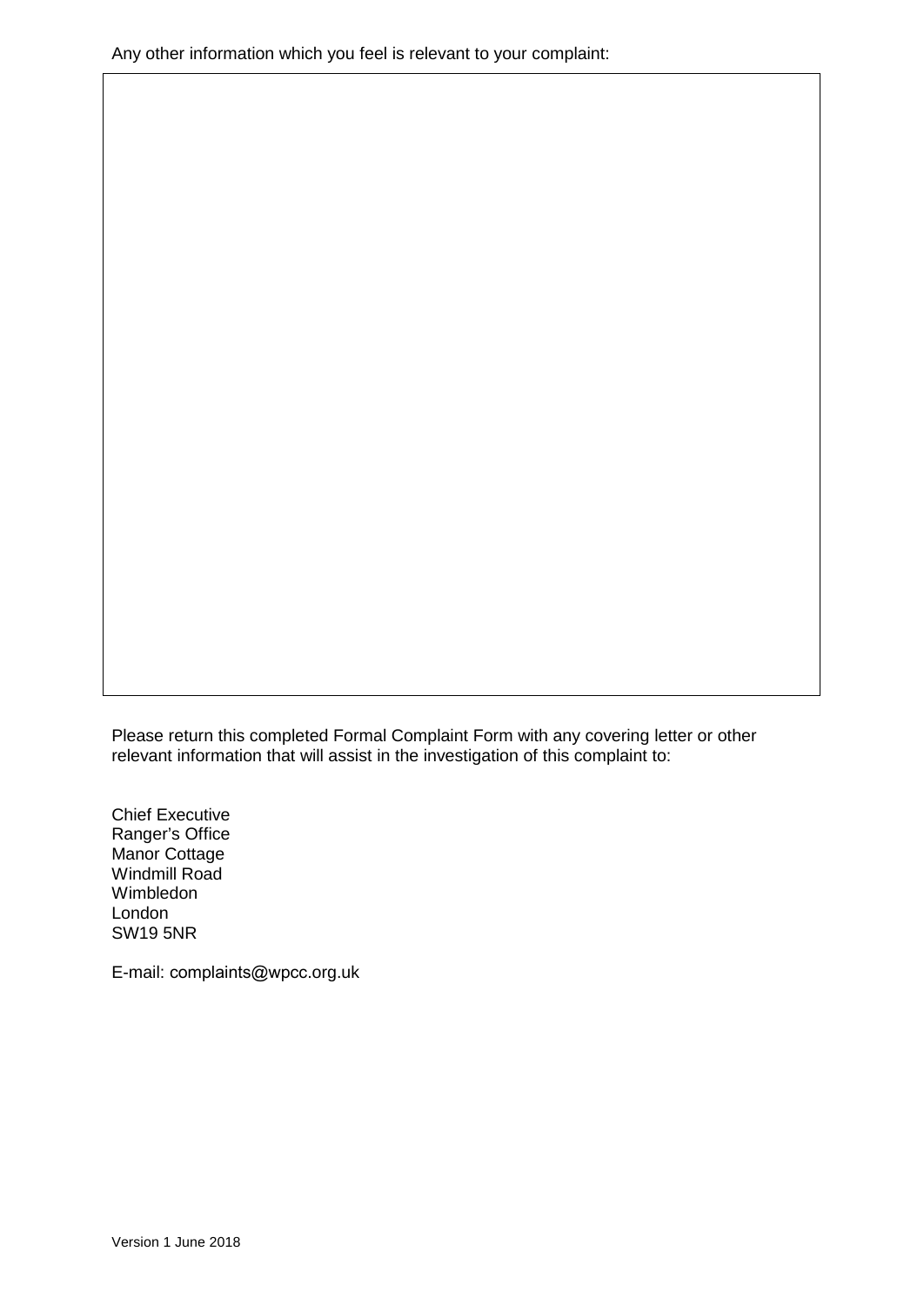Any other information which you feel is relevant to your complaint:

| |
|---|
| |

Please return this completed Formal Complaint Form with any covering letter or other relevant information that will assist in the investigation of this complaint to:

Chief Executive
Ranger's Office
Manor Cottage
Windmill Road
Wimbledon
London
SW19 5NR

E-mail: complaints@wpcc.org.uk

Version 1 June 2018